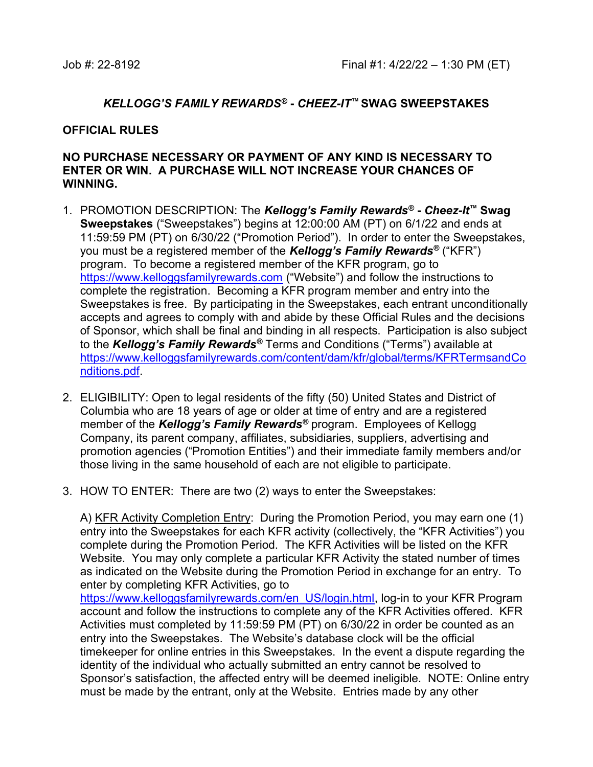Job #: 22-8192 Final #1: 4/22/22 – 1:30 PM (ET)

# *KELLOGG'S FAMILY REWARDS®* - *CHEEZ-IT™* SWAG SWEEPSTAKES

## OFFICIAL RULES

**NO PURCHASE NECESSARY OR PAYMENT OF ANY KIND IS NECESSARY TO ENTER OR WIN. A PURCHASE WILL NOT INCREASE YOUR CHANCES OF WINNING.**

1. PROMOTION DESCRIPTION: The ***Kellogg's Family Rewards®* - *Cheez-It™* Swag Sweepstakes** ("Sweepstakes") begins at 12:00:00 AM (PT) on 6/1/22 and ends at 11:59:59 PM (PT) on 6/30/22 ("Promotion Period"). In order to enter the Sweepstakes, you must be a registered member of the ***Kellogg's Family Rewards®*** ("KFR") program. To become a registered member of the KFR program, go to https://www.kelloggsfamilyrewards.com ("Website") and follow the instructions to complete the registration. Becoming a KFR program member and entry into the Sweepstakes is free. By participating in the Sweepstakes, each entrant unconditionally accepts and agrees to comply with and abide by these Official Rules and the decisions of Sponsor, which shall be final and binding in all respects. Participation is also subject to the ***Kellogg's Family Rewards®*** Terms and Conditions ("Terms") available at https://www.kelloggsfamilyrewards.com/content/dam/kfr/global/terms/KFRTermsandConditions.pdf.

2. ELIGIBILITY: Open to legal residents of the fifty (50) United States and District of Columbia who are 18 years of age or older at time of entry and are a registered member of the ***Kellogg's Family Rewards®*** program. Employees of Kellogg Company, its parent company, affiliates, subsidiaries, suppliers, advertising and promotion agencies ("Promotion Entities") and their immediate family members and/or those living in the same household of each are not eligible to participate.

3. HOW TO ENTER: There are two (2) ways to enter the Sweepstakes:

   A) <u>KFR Activity Completion Entry</u>: During the Promotion Period, you may earn one (1) entry into the Sweepstakes for each KFR activity (collectively, the "KFR Activities") you complete during the Promotion Period. The KFR Activities will be listed on the KFR Website. You may only complete a particular KFR Activity the stated number of times as indicated on the Website during the Promotion Period in exchange for an entry. To enter by completing KFR Activities, go to https://www.kelloggsfamilyrewards.com/en_US/login.html, log-in to your KFR Program account and follow the instructions to complete any of the KFR Activities offered. KFR Activities must completed by 11:59:59 PM (PT) on 6/30/22 in order be counted as an entry into the Sweepstakes. The Website's database clock will be the official timekeeper for online entries in this Sweepstakes. In the event a dispute regarding the identity of the individual who actually submitted an entry cannot be resolved to Sponsor's satisfaction, the affected entry will be deemed ineligible. NOTE: Online entry must be made by the entrant, only at the Website. Entries made by any other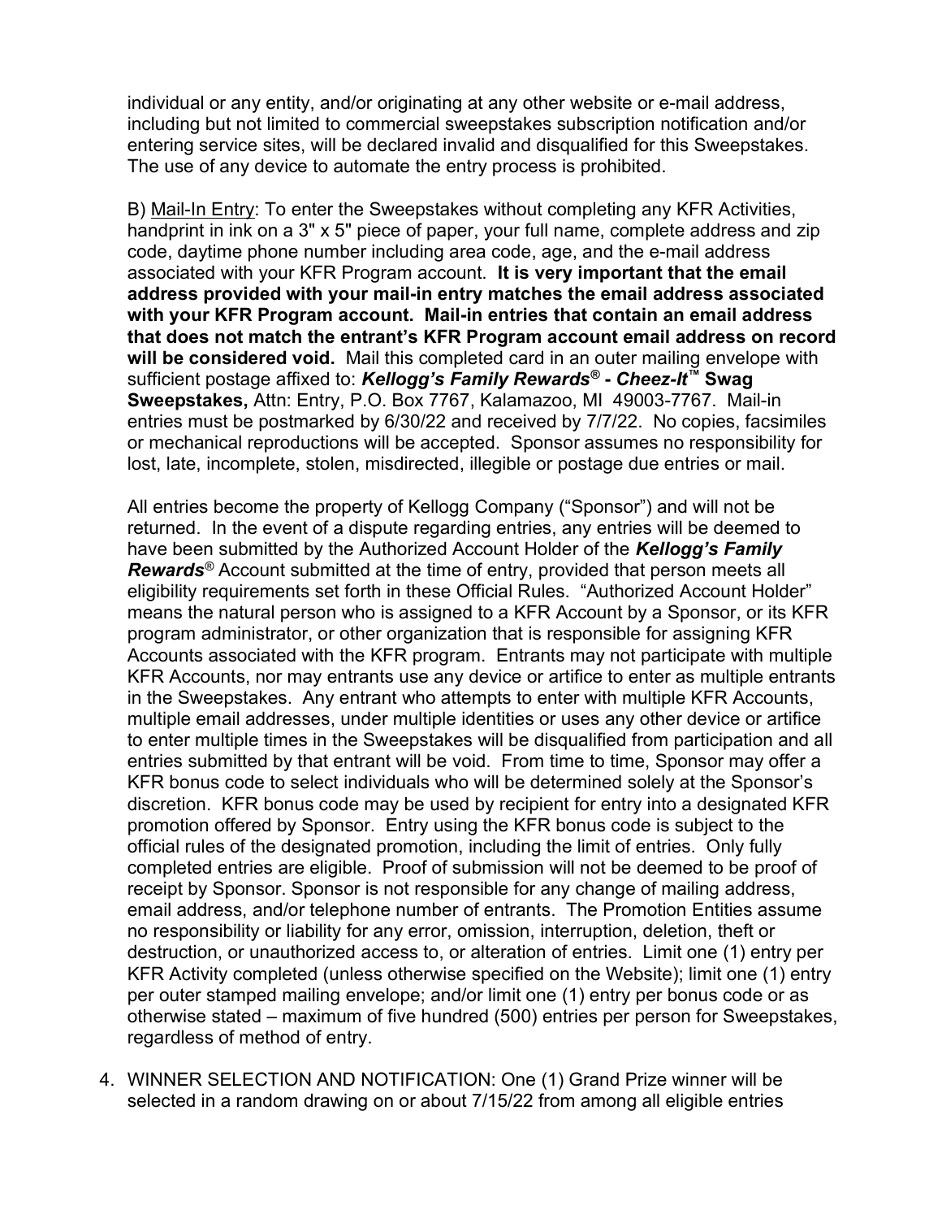individual or any entity, and/or originating at any other website or e-mail address, including but not limited to commercial sweepstakes subscription notification and/or entering service sites, will be declared invalid and disqualified for this Sweepstakes. The use of any device to automate the entry process is prohibited.

B) Mail-In Entry: To enter the Sweepstakes without completing any KFR Activities, handprint in ink on a 3" x 5" piece of paper, your full name, complete address and zip code, daytime phone number including area code, age, and the e-mail address associated with your KFR Program account. **It is very important that the email address provided with your mail-in entry matches the email address associated with your KFR Program account. Mail-in entries that contain an email address that does not match the entrant's KFR Program account email address on record will be considered void.** Mail this completed card in an outer mailing envelope with sufficient postage affixed to: ***Kellogg's Family Rewards® - Cheez-It™*** **Swag Sweepstakes,** Attn: Entry, P.O. Box 7767, Kalamazoo, MI 49003-7767. Mail-in entries must be postmarked by 6/30/22 and received by 7/7/22. No copies, facsimiles or mechanical reproductions will be accepted. Sponsor assumes no responsibility for lost, late, incomplete, stolen, misdirected, illegible or postage due entries or mail.

All entries become the property of Kellogg Company ("Sponsor") and will not be returned. In the event of a dispute regarding entries, any entries will be deemed to have been submitted by the Authorized Account Holder of the ***Kellogg's Family Rewards®*** Account submitted at the time of entry, provided that person meets all eligibility requirements set forth in these Official Rules. "Authorized Account Holder" means the natural person who is assigned to a KFR Account by a Sponsor, or its KFR program administrator, or other organization that is responsible for assigning KFR Accounts associated with the KFR program. Entrants may not participate with multiple KFR Accounts, nor may entrants use any device or artifice to enter as multiple entrants in the Sweepstakes. Any entrant who attempts to enter with multiple KFR Accounts, multiple email addresses, under multiple identities or uses any other device or artifice to enter multiple times in the Sweepstakes will be disqualified from participation and all entries submitted by that entrant will be void. From time to time, Sponsor may offer a KFR bonus code to select individuals who will be determined solely at the Sponsor's discretion. KFR bonus code may be used by recipient for entry into a designated KFR promotion offered by Sponsor. Entry using the KFR bonus code is subject to the official rules of the designated promotion, including the limit of entries. Only fully completed entries are eligible. Proof of submission will not be deemed to be proof of receipt by Sponsor. Sponsor is not responsible for any change of mailing address, email address, and/or telephone number of entrants. The Promotion Entities assume no responsibility or liability for any error, omission, interruption, deletion, theft or destruction, or unauthorized access to, or alteration of entries. Limit one (1) entry per KFR Activity completed (unless otherwise specified on the Website); limit one (1) entry per outer stamped mailing envelope; and/or limit one (1) entry per bonus code or as otherwise stated – maximum of five hundred (500) entries per person for Sweepstakes, regardless of method of entry.

4. WINNER SELECTION AND NOTIFICATION: One (1) Grand Prize winner will be selected in a random drawing on or about 7/15/22 from among all eligible entries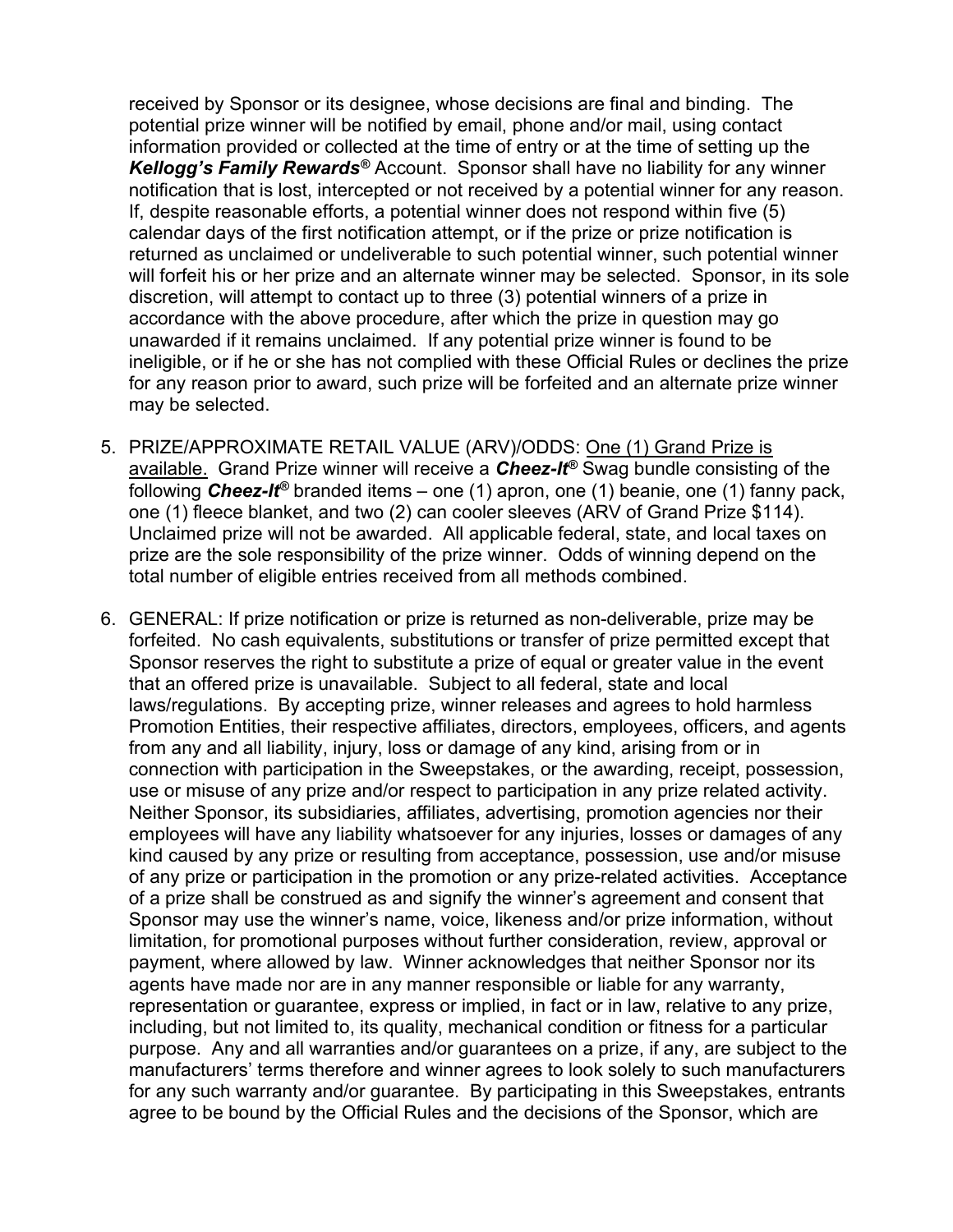received by Sponsor or its designee, whose decisions are final and binding. The potential prize winner will be notified by email, phone and/or mail, using contact information provided or collected at the time of entry or at the time of setting up the ***Kellogg's Family Rewards®*** Account. Sponsor shall have no liability for any winner notification that is lost, intercepted or not received by a potential winner for any reason. If, despite reasonable efforts, a potential winner does not respond within five (5) calendar days of the first notification attempt, or if the prize or prize notification is returned as unclaimed or undeliverable to such potential winner, such potential winner will forfeit his or her prize and an alternate winner may be selected. Sponsor, in its sole discretion, will attempt to contact up to three (3) potential winners of a prize in accordance with the above procedure, after which the prize in question may go unawarded if it remains unclaimed. If any potential prize winner is found to be ineligible, or if he or she has not complied with these Official Rules or declines the prize for any reason prior to award, such prize will be forfeited and an alternate prize winner may be selected.

5. PRIZE/APPROXIMATE RETAIL VALUE (ARV)/ODDS: <u>One (1) Grand Prize is available.</u> Grand Prize winner will receive a ***Cheez-It®*** Swag bundle consisting of the following ***Cheez-It®*** branded items – one (1) apron, one (1) beanie, one (1) fanny pack, one (1) fleece blanket, and two (2) can cooler sleeves (ARV of Grand Prize $114). Unclaimed prize will not be awarded. All applicable federal, state, and local taxes on prize are the sole responsibility of the prize winner. Odds of winning depend on the total number of eligible entries received from all methods combined.

6. GENERAL: If prize notification or prize is returned as non-deliverable, prize may be forfeited. No cash equivalents, substitutions or transfer of prize permitted except that Sponsor reserves the right to substitute a prize of equal or greater value in the event that an offered prize is unavailable. Subject to all federal, state and local laws/regulations. By accepting prize, winner releases and agrees to hold harmless Promotion Entities, their respective affiliates, directors, employees, officers, and agents from any and all liability, injury, loss or damage of any kind, arising from or in connection with participation in the Sweepstakes, or the awarding, receipt, possession, use or misuse of any prize and/or respect to participation in any prize related activity. Neither Sponsor, its subsidiaries, affiliates, advertising, promotion agencies nor their employees will have any liability whatsoever for any injuries, losses or damages of any kind caused by any prize or resulting from acceptance, possession, use and/or misuse of any prize or participation in the promotion or any prize-related activities. Acceptance of a prize shall be construed as and signify the winner's agreement and consent that Sponsor may use the winner's name, voice, likeness and/or prize information, without limitation, for promotional purposes without further consideration, review, approval or payment, where allowed by law. Winner acknowledges that neither Sponsor nor its agents have made nor are in any manner responsible or liable for any warranty, representation or guarantee, express or implied, in fact or in law, relative to any prize, including, but not limited to, its quality, mechanical condition or fitness for a particular purpose. Any and all warranties and/or guarantees on a prize, if any, are subject to the manufacturers' terms therefore and winner agrees to look solely to such manufacturers for any such warranty and/or guarantee. By participating in this Sweepstakes, entrants agree to be bound by the Official Rules and the decisions of the Sponsor, which are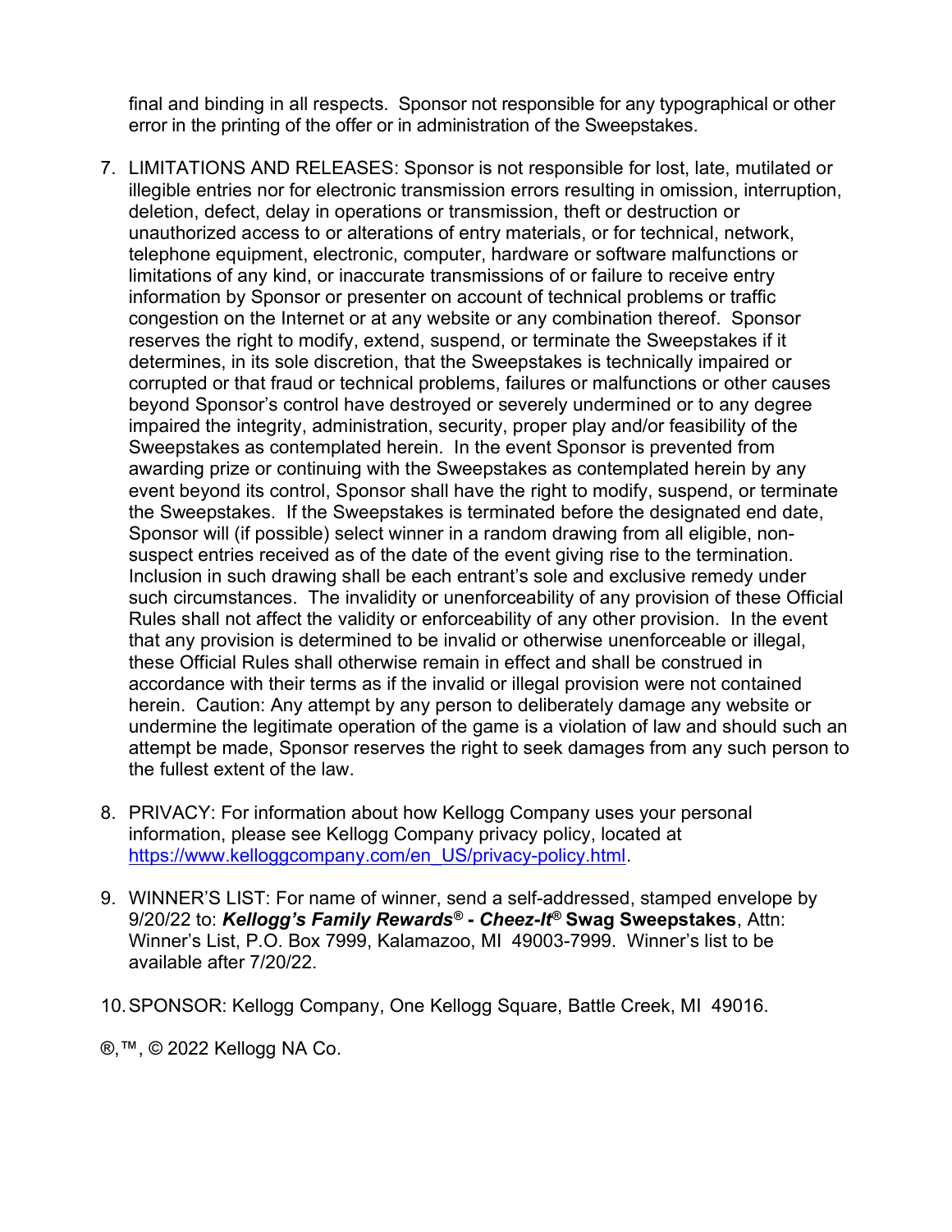final and binding in all respects. Sponsor not responsible for any typographical or other error in the printing of the offer or in administration of the Sweepstakes.

7. LIMITATIONS AND RELEASES: Sponsor is not responsible for lost, late, mutilated or illegible entries nor for electronic transmission errors resulting in omission, interruption, deletion, defect, delay in operations or transmission, theft or destruction or unauthorized access to or alterations of entry materials, or for technical, network, telephone equipment, electronic, computer, hardware or software malfunctions or limitations of any kind, or inaccurate transmissions of or failure to receive entry information by Sponsor or presenter on account of technical problems or traffic congestion on the Internet or at any website or any combination thereof. Sponsor reserves the right to modify, extend, suspend, or terminate the Sweepstakes if it determines, in its sole discretion, that the Sweepstakes is technically impaired or corrupted or that fraud or technical problems, failures or malfunctions or other causes beyond Sponsor's control have destroyed or severely undermined or to any degree impaired the integrity, administration, security, proper play and/or feasibility of the Sweepstakes as contemplated herein. In the event Sponsor is prevented from awarding prize or continuing with the Sweepstakes as contemplated herein by any event beyond its control, Sponsor shall have the right to modify, suspend, or terminate the Sweepstakes. If the Sweepstakes is terminated before the designated end date, Sponsor will (if possible) select winner in a random drawing from all eligible, non-suspect entries received as of the date of the event giving rise to the termination. Inclusion in such drawing shall be each entrant's sole and exclusive remedy under such circumstances. The invalidity or unenforceability of any provision of these Official Rules shall not affect the validity or enforceability of any other provision. In the event that any provision is determined to be invalid or otherwise unenforceable or illegal, these Official Rules shall otherwise remain in effect and shall be construed in accordance with their terms as if the invalid or illegal provision were not contained herein. Caution: Any attempt by any person to deliberately damage any website or undermine the legitimate operation of the game is a violation of law and should such an attempt be made, Sponsor reserves the right to seek damages from any such person to the fullest extent of the law.

8. PRIVACY: For information about how Kellogg Company uses your personal information, please see Kellogg Company privacy policy, located at [https://www.kelloggcompany.com/en_US/privacy-policy.html](https://www.kelloggcompany.com/en_US/privacy-policy.html).

9. WINNER'S LIST: For name of winner, send a self-addressed, stamped envelope by 9/20/22 to: ***Kellogg's Family Rewards® - Cheez-It®* Swag Sweepstakes**, Attn: Winner's List, P.O. Box 7999, Kalamazoo, MI 49003-7999. Winner's list to be available after 7/20/22.

10. SPONSOR: Kellogg Company, One Kellogg Square, Battle Creek, MI 49016.

®,™, © 2022 Kellogg NA Co.